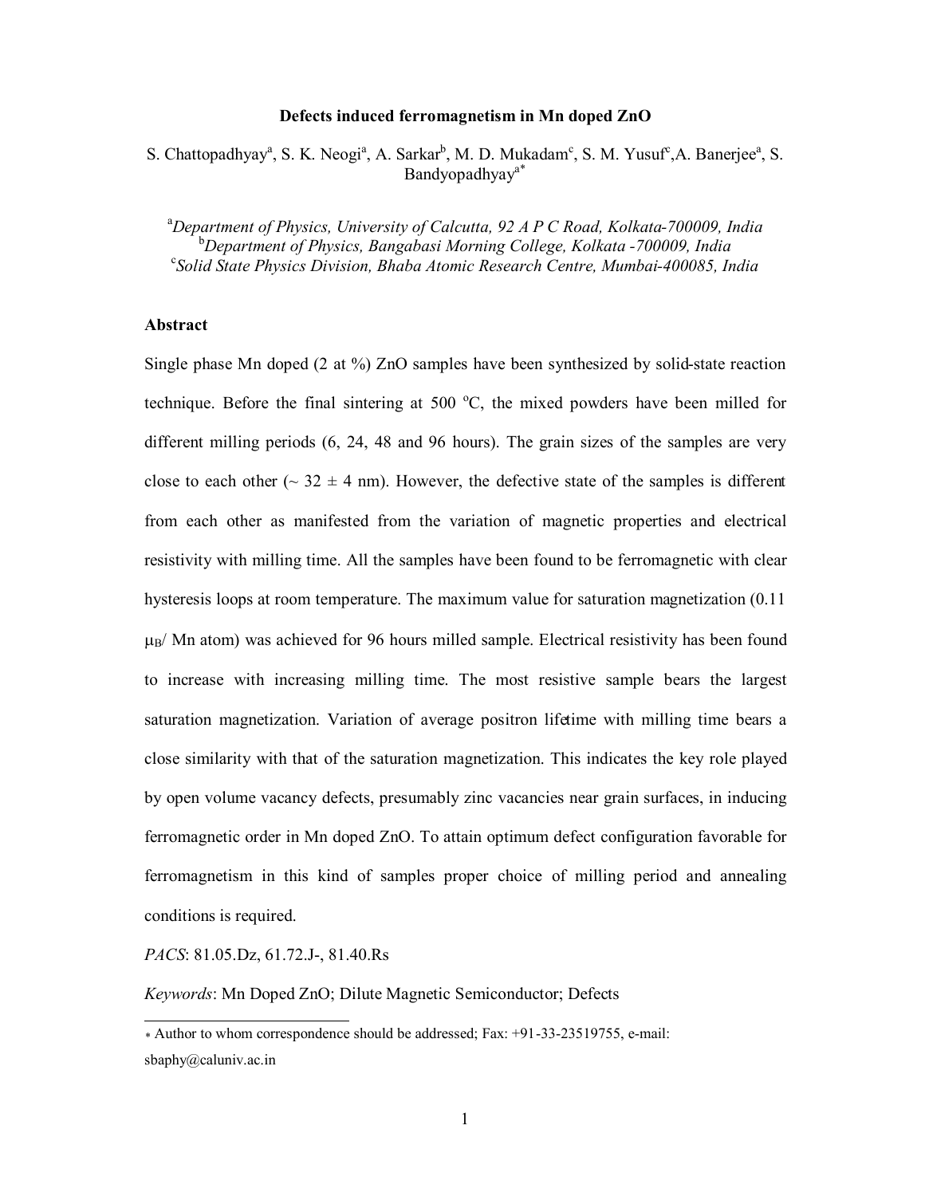# Defects induced ferromagnetism in Mn doped ZnO

S. Chattopadhyay[a], S. K. Neogi[a], A. Sarkar[b], M. D. Mukadam[c], S. M. Yusuf[c], A. Banerjee[a], S. Bandyopadhyay[a*]

[a]*Department of Physics, University of Calcutta, 92 A P C Road, Kolkata-700009, India*
[b]*Department of Physics, Bangabasi Morning College, Kolkata -700009, India*
[c]*Solid State Physics Division, Bhaba Atomic Research Centre, Mumbai-400085, India*

## Abstract

Single phase Mn doped (2 at %) ZnO samples have been synthesized by solid-state reaction technique. Before the final sintering at 500 $^{o}$C, the mixed powders have been milled for different milling periods (6, 24, 48 and 96 hours). The grain sizes of the samples are very close to each other ($\sim$ 32 $\pm$ 4 nm). However, the defective state of the samples is different from each other as manifested from the variation of magnetic properties and electrical resistivity with milling time. All the samples have been found to be ferromagnetic with clear hysteresis loops at room temperature. The maximum value for saturation magnetization (0.11 $\mu_B$/ Mn atom) was achieved for 96 hours milled sample. Electrical resistivity has been found to increase with increasing milling time. The most resistive sample bears the largest saturation magnetization. Variation of average positron lifetime with milling time bears a close similarity with that of the saturation magnetization. This indicates the key role played by open volume vacancy defects, presumably zinc vacancies near grain surfaces, in inducing ferromagnetic order in Mn doped ZnO. To attain optimum defect configuration favorable for ferromagnetism in this kind of samples proper choice of milling period and annealing conditions is required.

*PACS*: 81.05.Dz, 61.72.J-, 81.40.Rs

*Keywords*: Mn Doped ZnO; Dilute Magnetic Semiconductor; Defects

---

* Author to whom correspondence should be addressed; Fax: +91-33-23519755, e-mail: sbaphy@caluniv.ac.in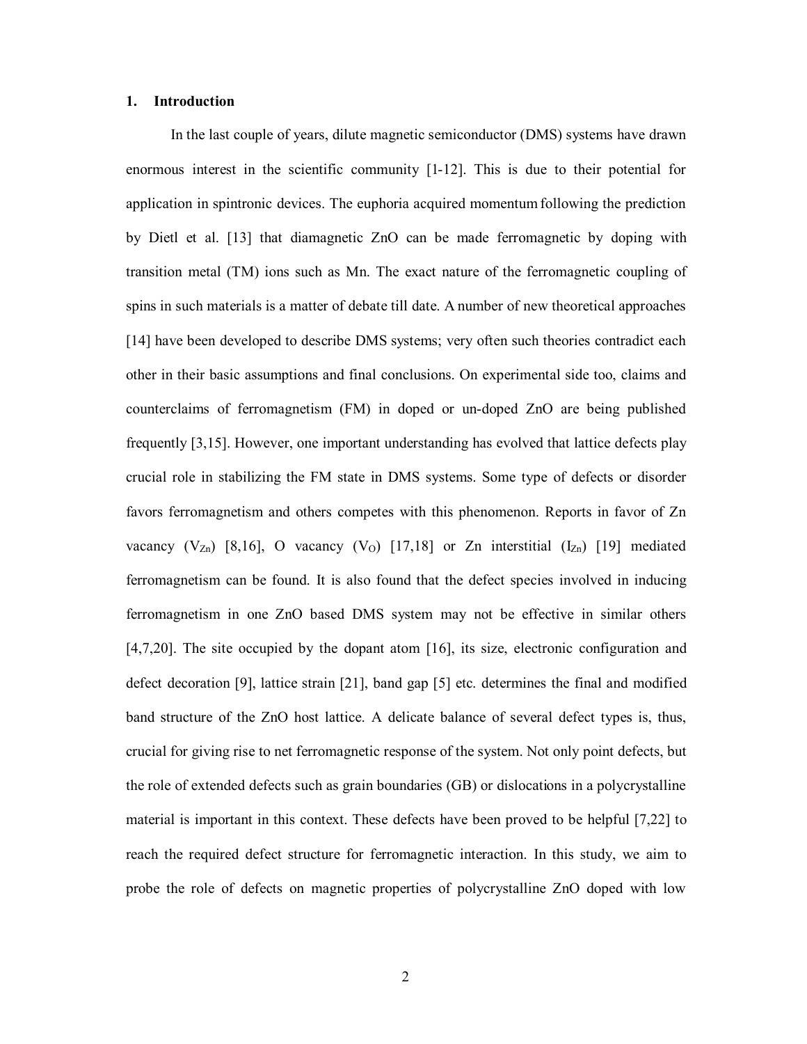## 1. Introduction

In the last couple of years, dilute magnetic semiconductor (DMS) systems have drawn enormous interest in the scientific community [1-12]. This is due to their potential for application in spintronic devices. The euphoria acquired momentum following the prediction by Dietl et al. [13] that diamagnetic ZnO can be made ferromagnetic by doping with transition metal (TM) ions such as Mn. The exact nature of the ferromagnetic coupling of spins in such materials is a matter of debate till date. A number of new theoretical approaches [14] have been developed to describe DMS systems; very often such theories contradict each other in their basic assumptions and final conclusions. On experimental side too, claims and counterclaims of ferromagnetism (FM) in doped or un-doped ZnO are being published frequently [3,15]. However, one important understanding has evolved that lattice defects play crucial role in stabilizing the FM state in DMS systems. Some type of defects or disorder favors ferromagnetism and others competes with this phenomenon. Reports in favor of Zn vacancy ($V_{Zn}$) [8,16], O vacancy ($V_O$) [17,18] or Zn interstitial ($I_{Zn}$) [19] mediated ferromagnetism can be found. It is also found that the defect species involved in inducing ferromagnetism in one ZnO based DMS system may not be effective in similar others [4,7,20]. The site occupied by the dopant atom [16], its size, electronic configuration and defect decoration [9], lattice strain [21], band gap [5] etc. determines the final and modified band structure of the ZnO host lattice. A delicate balance of several defect types is, thus, crucial for giving rise to net ferromagnetic response of the system. Not only point defects, but the role of extended defects such as grain boundaries (GB) or dislocations in a polycrystalline material is important in this context. These defects have been proved to be helpful [7,22] to reach the required defect structure for ferromagnetic interaction. In this study, we aim to probe the role of defects on magnetic properties of polycrystalline ZnO doped with low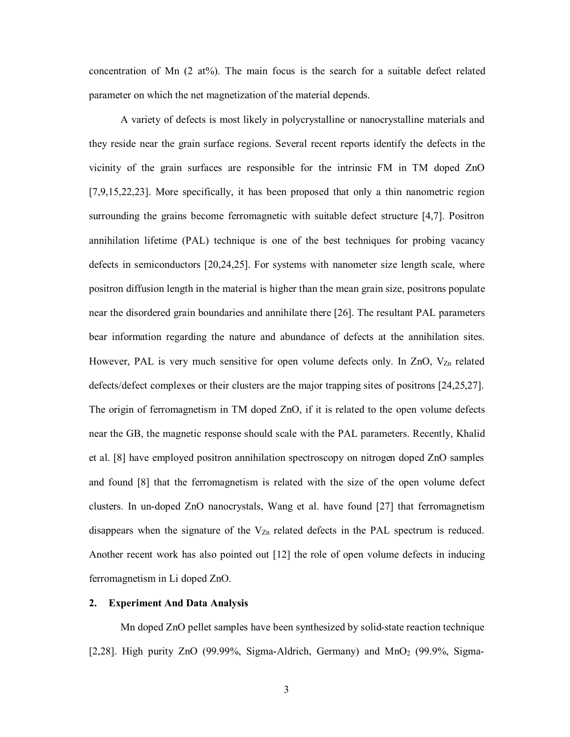concentration of Mn (2 at%). The main focus is the search for a suitable defect related parameter on which the net magnetization of the material depends.

A variety of defects is most likely in polycrystalline or nanocrystalline materials and they reside near the grain surface regions. Several recent reports identify the defects in the vicinity of the grain surfaces are responsible for the intrinsic FM in TM doped ZnO [7,9,15,22,23]. More specifically, it has been proposed that only a thin nanometric region surrounding the grains become ferromagnetic with suitable defect structure [4,7]. Positron annihilation lifetime (PAL) technique is one of the best techniques for probing vacancy defects in semiconductors [20,24,25]. For systems with nanometer size length scale, where positron diffusion length in the material is higher than the mean grain size, positrons populate near the disordered grain boundaries and annihilate there [26]. The resultant PAL parameters bear information regarding the nature and abundance of defects at the annihilation sites. However, PAL is very much sensitive for open volume defects only. In ZnO, $V_{Zn}$ related defects/defect complexes or their clusters are the major trapping sites of positrons [24,25,27]. The origin of ferromagnetism in TM doped ZnO, if it is related to the open volume defects near the GB, the magnetic response should scale with the PAL parameters. Recently, Khalid et al. [8] have employed positron annihilation spectroscopy on nitrogen doped ZnO samples and found [8] that the ferromagnetism is related with the size of the open volume defect clusters. In un-doped ZnO nanocrystals, Wang et al. have found [27] that ferromagnetism disappears when the signature of the $V_{Zn}$ related defects in the PAL spectrum is reduced. Another recent work has also pointed out [12] the role of open volume defects in inducing ferromagnetism in Li doped ZnO.

## 2. Experiment And Data Analysis

Mn doped ZnO pellet samples have been synthesized by solid-state reaction technique [2,28]. High purity ZnO (99.99%, Sigma-Aldrich, Germany) and $MnO_2$ (99.9%, Sigma-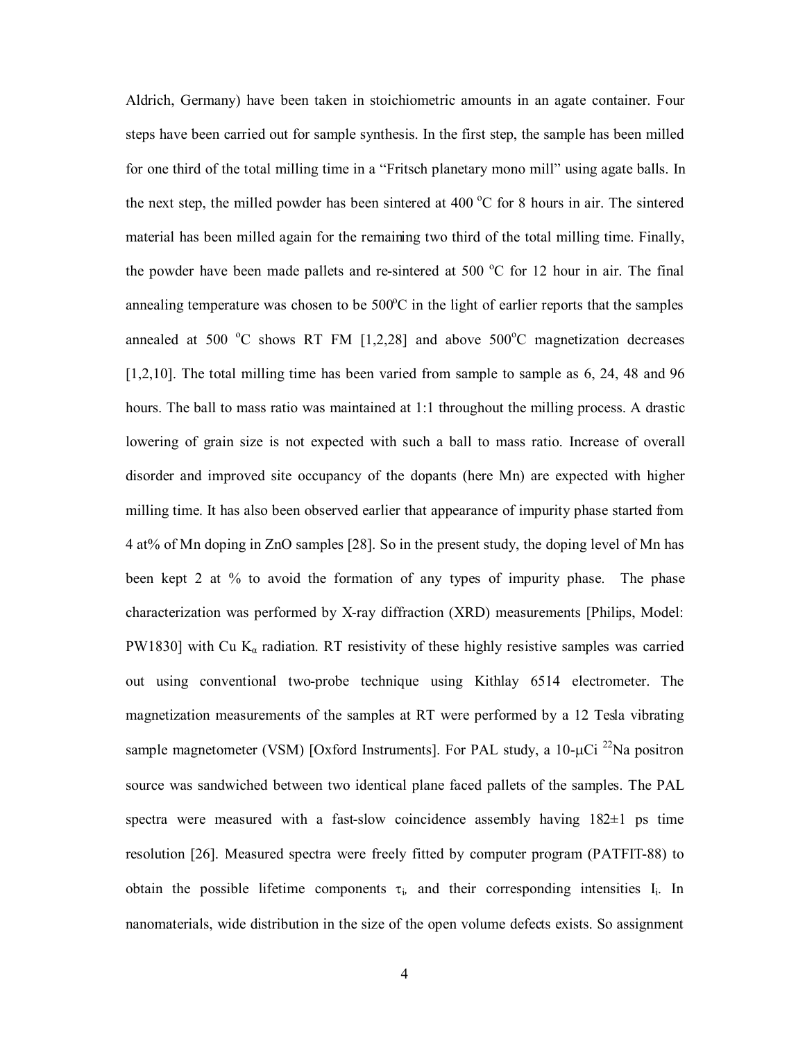Aldrich, Germany) have been taken in stoichiometric amounts in an agate container. Four steps have been carried out for sample synthesis. In the first step, the sample has been milled for one third of the total milling time in a "Fritsch planetary mono mill" using agate balls. In the next step, the milled powder has been sintered at 400 $^{o}$C for 8 hours in air. The sintered material has been milled again for the remaining two third of the total milling time. Finally, the powder have been made pallets and re-sintered at 500 $^{o}$C for 12 hour in air. The final annealing temperature was chosen to be 500$^{o}$C in the light of earlier reports that the samples annealed at 500 $^{o}$C shows RT FM [1,2,28] and above 500$^{o}$C magnetization decreases [1,2,10]. The total milling time has been varied from sample to sample as 6, 24, 48 and 96 hours. The ball to mass ratio was maintained at 1:1 throughout the milling process. A drastic lowering of grain size is not expected with such a ball to mass ratio. Increase of overall disorder and improved site occupancy of the dopants (here Mn) are expected with higher milling time. It has also been observed earlier that appearance of impurity phase started from 4 at% of Mn doping in ZnO samples [28]. So in the present study, the doping level of Mn has been kept 2 at % to avoid the formation of any types of impurity phase. The phase characterization was performed by X-ray diffraction (XRD) measurements [Philips, Model: PW1830] with Cu $K_{\alpha}$ radiation. RT resistivity of these highly resistive samples was carried out using conventional two-probe technique using Kithlay 6514 electrometer. The magnetization measurements of the samples at RT were performed by a 12 Tesla vibrating sample magnetometer (VSM) [Oxford Instruments]. For PAL study, a 10-μCi $^{22}$Na positron source was sandwiched between two identical plane faced pallets of the samples. The PAL spectra were measured with a fast-slow coincidence assembly having 182±1 ps time resolution [26]. Measured spectra were freely fitted by computer program (PATFIT-88) to obtain the possible lifetime components $\tau_i$, and their corresponding intensities $I_i$. In nanomaterials, wide distribution in the size of the open volume defects exists. So assignment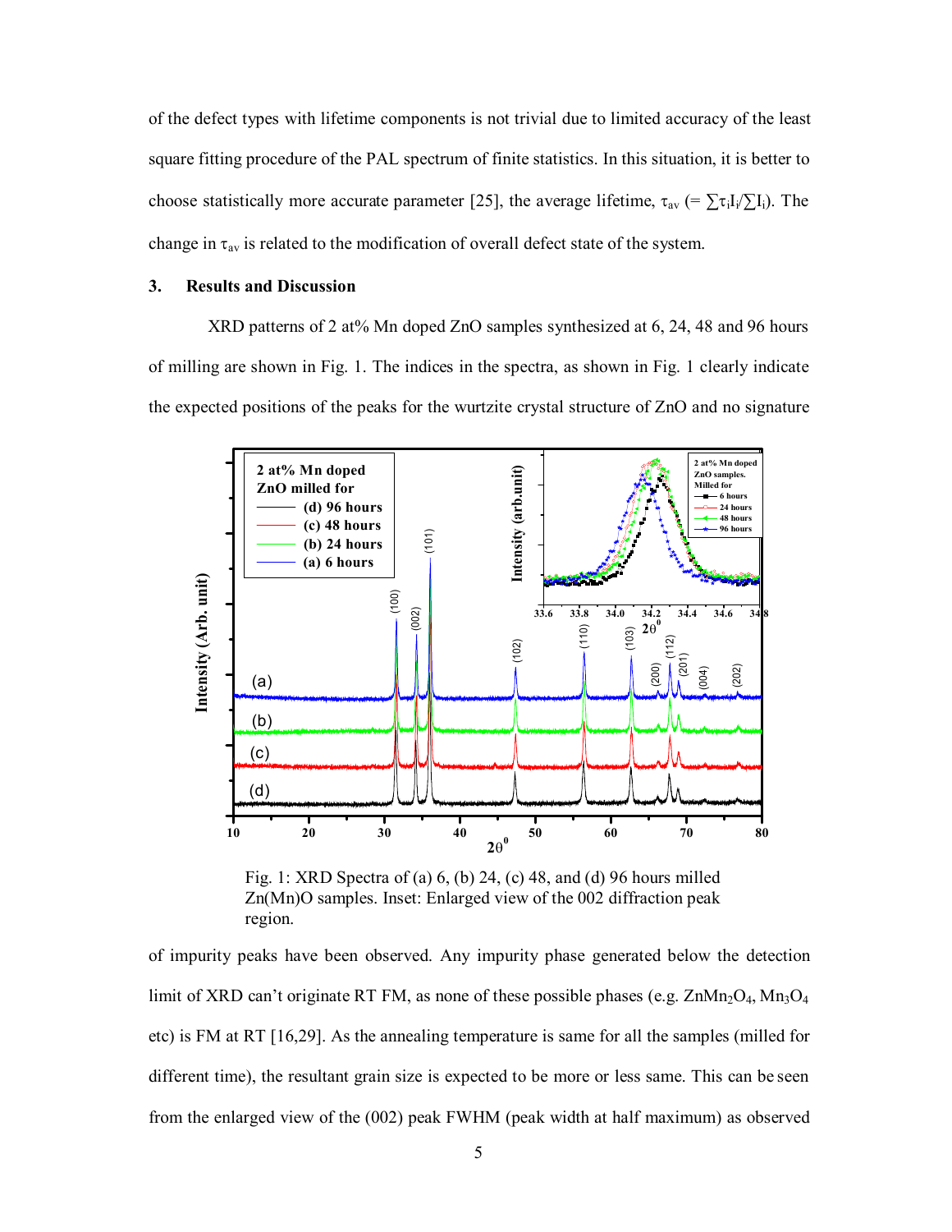of the defect types with lifetime components is not trivial due to limited accuracy of the least square fitting procedure of the PAL spectrum of finite statistics. In this situation, it is better to choose statistically more accurate parameter [25], the average lifetime, $\tau_{av}$ (= $\sum\tau_i I_i/\sum I_i$). The change in $\tau_{av}$ is related to the modification of overall defect state of the system.

## 3. Results and Discussion

XRD patterns of 2 at% Mn doped ZnO samples synthesized at 6, 24, 48 and 96 hours of milling are shown in Fig. 1. The indices in the spectra, as shown in Fig. 1 clearly indicate the expected positions of the peaks for the wurtzite crystal structure of ZnO and no signature

Fig. 1: XRD Spectra of (a) 6, (b) 24, (c) 48, and (d) 96 hours milled Zn(Mn)O samples. Inset: Enlarged view of the 002 diffraction peak region.

of impurity peaks have been observed. Any impurity phase generated below the detection limit of XRD can't originate RT FM, as none of these possible phases (e.g. $ZnMn_2O_4$, $Mn_3O_4$ etc) is FM at RT [16,29]. As the annealing temperature is same for all the samples (milled for different time), the resultant grain size is expected to be more or less same. This can be seen from the enlarged view of the (002) peak FWHM (peak width at half maximum) as observed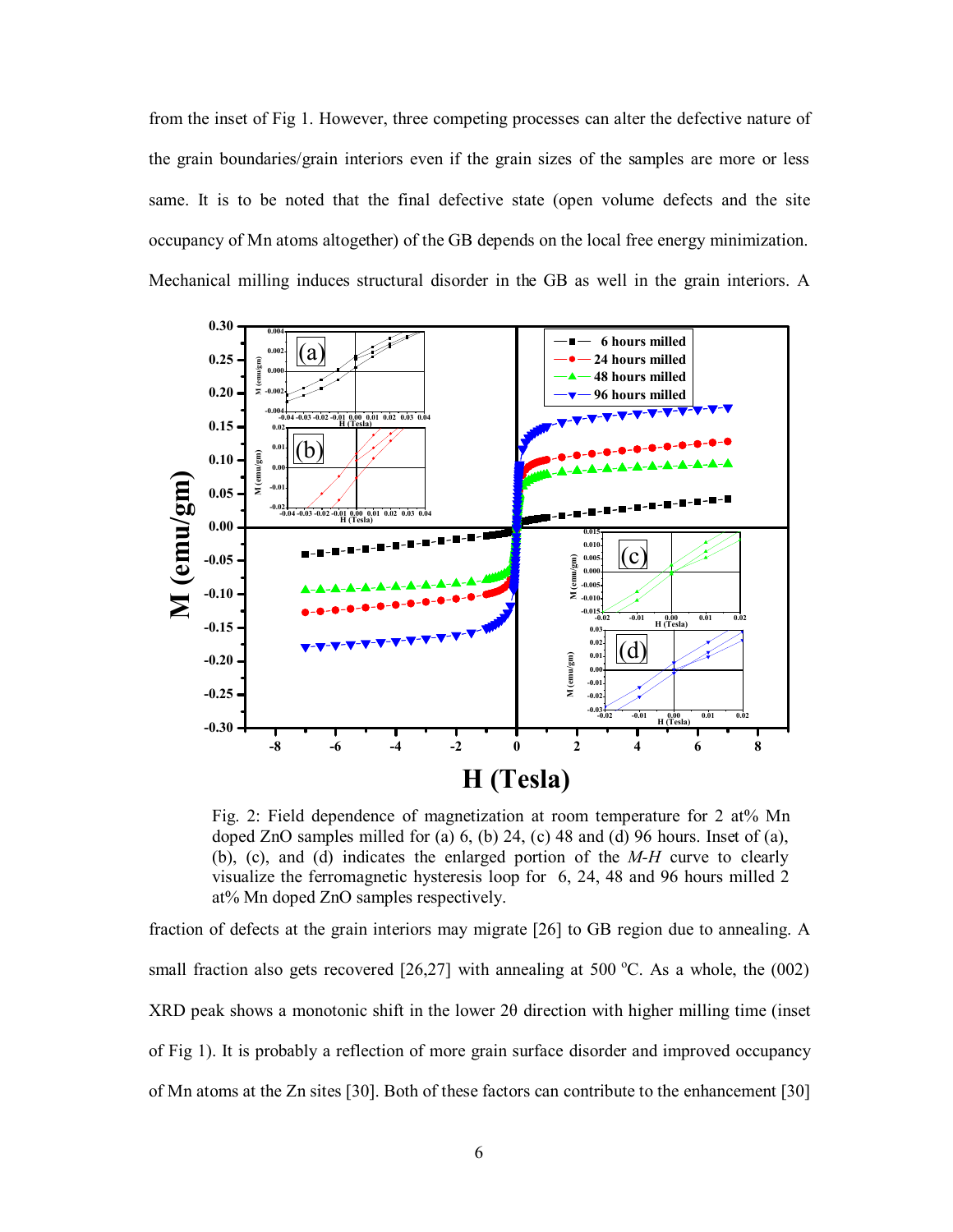from the inset of Fig 1. However, three competing processes can alter the defective nature of the grain boundaries/grain interiors even if the grain sizes of the samples are more or less same. It is to be noted that the final defective state (open volume defects and the site occupancy of Mn atoms altogether) of the GB depends on the local free energy minimization. Mechanical milling induces structural disorder in the GB as well in the grain interiors. A

Fig. 2: Field dependence of magnetization at room temperature for 2 at% Mn doped ZnO samples milled for (a) 6, (b) 24, (c) 48 and (d) 96 hours. Inset of (a), (b), (c), and (d) indicates the enlarged portion of the *M-H* curve to clearly visualize the ferromagnetic hysteresis loop for 6, 24, 48 and 96 hours milled 2 at% Mn doped ZnO samples respectively.

fraction of defects at the grain interiors may migrate [26] to GB region due to annealing. A small fraction also gets recovered [26,27] with annealing at 500 °C. As a whole, the (002) XRD peak shows a monotonic shift in the lower 2θ direction with higher milling time (inset of Fig 1). It is probably a reflection of more grain surface disorder and improved occupancy of Mn atoms at the Zn sites [30]. Both of these factors can contribute to the enhancement [30]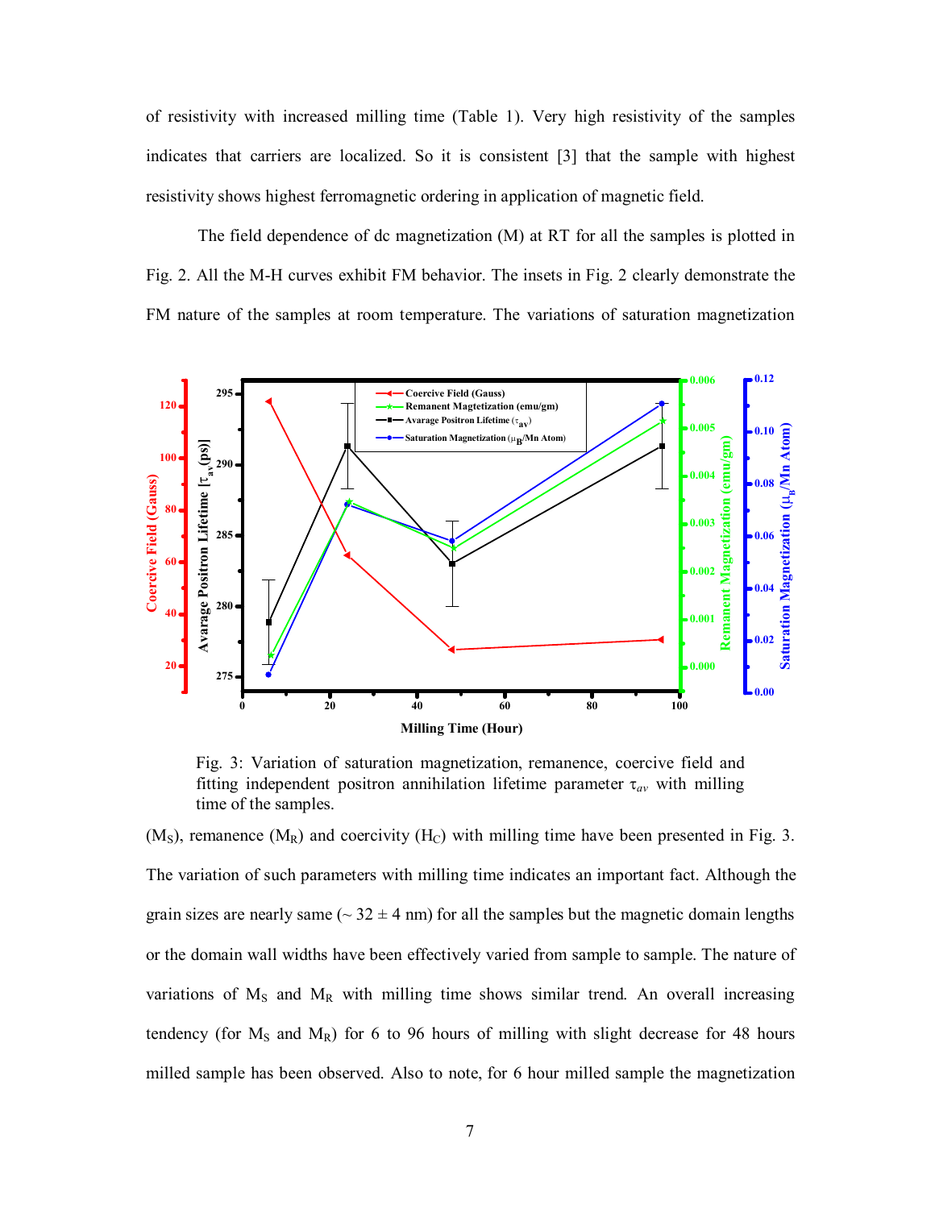of resistivity with increased milling time (Table 1). Very high resistivity of the samples indicates that carriers are localized. So it is consistent [3] that the sample with highest resistivity shows highest ferromagnetic ordering in application of magnetic field.

The field dependence of dc magnetization (M) at RT for all the samples is plotted in Fig. 2. All the M-H curves exhibit FM behavior. The insets in Fig. 2 clearly demonstrate the FM nature of the samples at room temperature. The variations of saturation magnetization

Fig. 3: Variation of saturation magnetization, remanence, coercive field and fitting independent positron annihilation lifetime parameter $\tau_{av}$ with milling time of the samples.

($M_S$), remanence ($M_R$) and coercivity ($H_C$) with milling time have been presented in Fig. 3. The variation of such parameters with milling time indicates an important fact. Although the grain sizes are nearly same (~ 32 ± 4 nm) for all the samples but the magnetic domain lengths or the domain wall widths have been effectively varied from sample to sample. The nature of variations of $M_S$ and $M_R$ with milling time shows similar trend. An overall increasing tendency (for $M_S$ and $M_R$) for 6 to 96 hours of milling with slight decrease for 48 hours milled sample has been observed. Also to note, for 6 hour milled sample the magnetization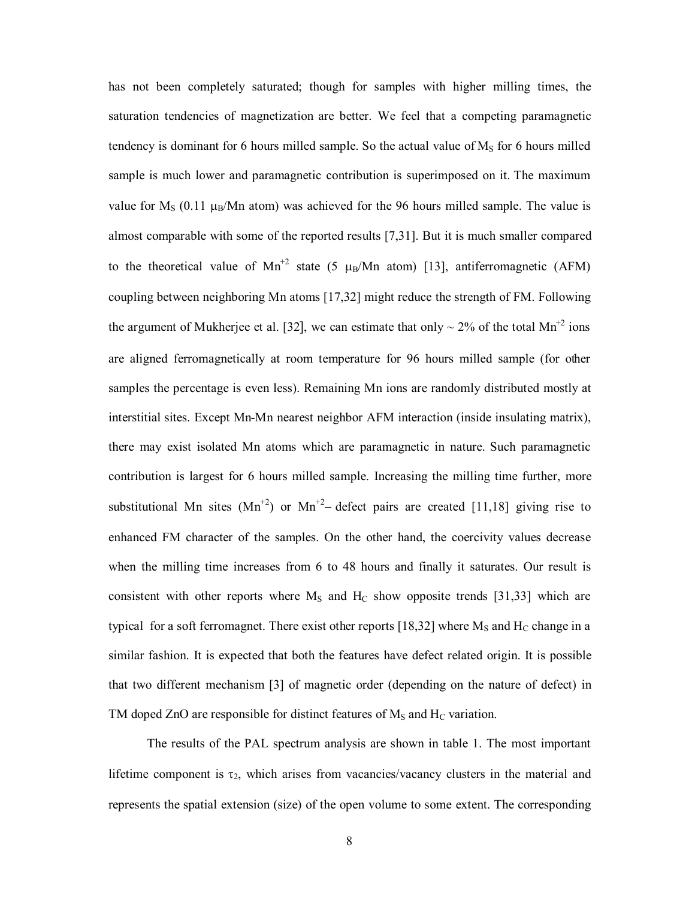has not been completely saturated; though for samples with higher milling times, the saturation tendencies of magnetization are better. We feel that a competing paramagnetic tendency is dominant for 6 hours milled sample. So the actual value of $M_S$ for 6 hours milled sample is much lower and paramagnetic contribution is superimposed on it. The maximum value for $M_S$ (0.11 $\mu_B$/Mn atom) was achieved for the 96 hours milled sample. The value is almost comparable with some of the reported results [7,31]. But it is much smaller compared to the theoretical value of $Mn^{+2}$ state (5 $\mu_B$/Mn atom) [13], antiferromagnetic (AFM) coupling between neighboring Mn atoms [17,32] might reduce the strength of FM. Following the argument of Mukherjee et al. [32], we can estimate that only ~ 2% of the total $Mn^{+2}$ ions are aligned ferromagnetically at room temperature for 96 hours milled sample (for other samples the percentage is even less). Remaining Mn ions are randomly distributed mostly at interstitial sites. Except Mn-Mn nearest neighbor AFM interaction (inside insulating matrix), there may exist isolated Mn atoms which are paramagnetic in nature. Such paramagnetic contribution is largest for 6 hours milled sample. Increasing the milling time further, more substitutional Mn sites ($Mn^{+2}$) or $Mn^{+2}$– defect pairs are created [11,18] giving rise to enhanced FM character of the samples. On the other hand, the coercivity values decrease when the milling time increases from 6 to 48 hours and finally it saturates. Our result is consistent with other reports where $M_S$ and $H_C$ show opposite trends [31,33] which are typical for a soft ferromagnet. There exist other reports [18,32] where $M_S$ and $H_C$ change in a similar fashion. It is expected that both the features have defect related origin. It is possible that two different mechanism [3] of magnetic order (depending on the nature of defect) in TM doped ZnO are responsible for distinct features of $M_S$ and $H_C$ variation.

The results of the PAL spectrum analysis are shown in table 1. The most important lifetime component is $\tau_2$, which arises from vacancies/vacancy clusters in the material and represents the spatial extension (size) of the open volume to some extent. The corresponding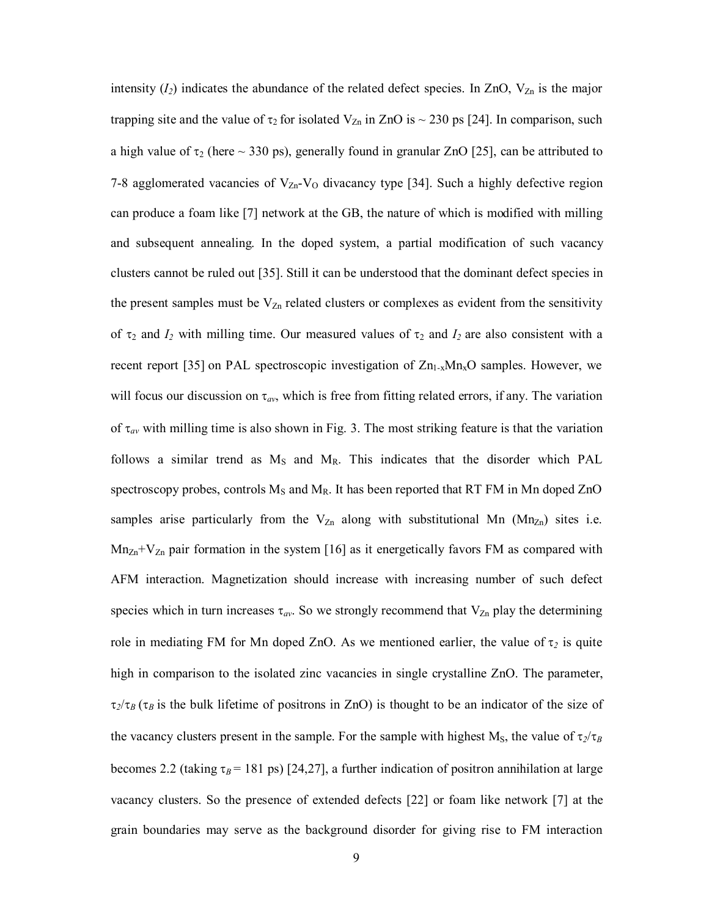intensity ($I_2$) indicates the abundance of the related defect species. In ZnO, $V_{Zn}$ is the major trapping site and the value of $\tau_2$ for isolated $V_{Zn}$ in ZnO is ~ 230 ps [24]. In comparison, such a high value of $\tau_2$ (here ~ 330 ps), generally found in granular ZnO [25], can be attributed to 7-8 agglomerated vacancies of $V_{Zn}$-$V_O$ divacancy type [34]. Such a highly defective region can produce a foam like [7] network at the GB, the nature of which is modified with milling and subsequent annealing. In the doped system, a partial modification of such vacancy clusters cannot be ruled out [35]. Still it can be understood that the dominant defect species in the present samples must be $V_{Zn}$ related clusters or complexes as evident from the sensitivity of $\tau_2$ and $I_2$ with milling time. Our measured values of $\tau_2$ and $I_2$ are also consistent with a recent report [35] on PAL spectroscopic investigation of $Zn_{1-x}Mn_xO$ samples. However, we will focus our discussion on $\tau_{av}$, which is free from fitting related errors, if any. The variation of $\tau_{av}$ with milling time is also shown in Fig. 3. The most striking feature is that the variation follows a similar trend as $M_S$ and $M_R$. This indicates that the disorder which PAL spectroscopy probes, controls $M_S$ and $M_R$. It has been reported that RT FM in Mn doped ZnO samples arise particularly from the $V_{Zn}$ along with substitutional Mn ($Mn_{Zn}$) sites i.e. $Mn_{Zn}$+$V_{Zn}$ pair formation in the system [16] as it energetically favors FM as compared with AFM interaction. Magnetization should increase with increasing number of such defect species which in turn increases $\tau_{av}$. So we strongly recommend that $V_{Zn}$ play the determining role in mediating FM for Mn doped ZnO. As we mentioned earlier, the value of $\tau_2$ is quite high in comparison to the isolated zinc vacancies in single crystalline ZnO. The parameter, $\tau_2/\tau_B$ ($\tau_B$ is the bulk lifetime of positrons in ZnO) is thought to be an indicator of the size of the vacancy clusters present in the sample. For the sample with highest $M_S$, the value of $\tau_2/\tau_B$ becomes 2.2 (taking $\tau_B = 181$ ps) [24,27], a further indication of positron annihilation at large vacancy clusters. So the presence of extended defects [22] or foam like network [7] at the grain boundaries may serve as the background disorder for giving rise to FM interaction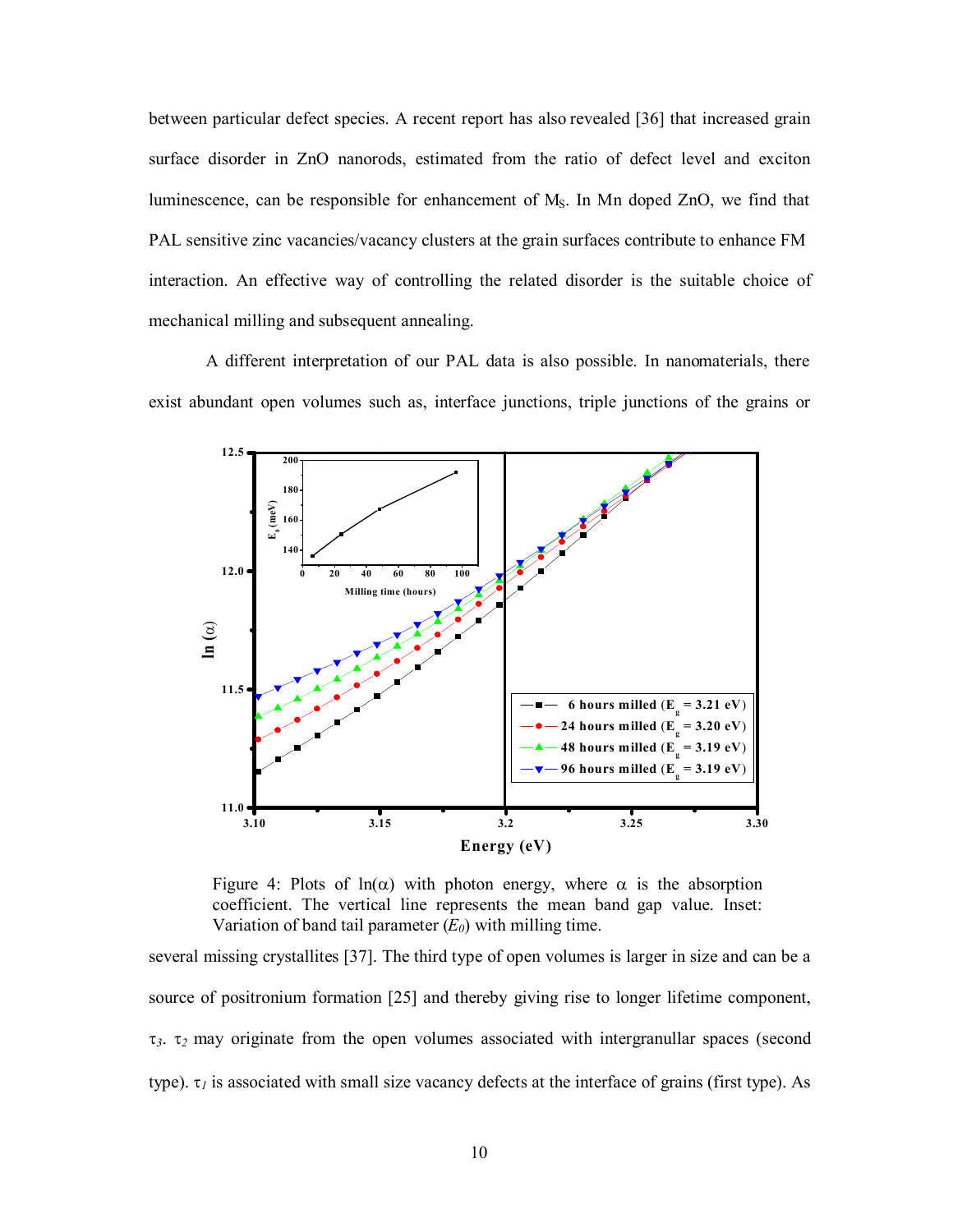between particular defect species. A recent report has also revealed [36] that increased grain surface disorder in ZnO nanorods, estimated from the ratio of defect level and exciton luminescence, can be responsible for enhancement of $M_S$. In Mn doped ZnO, we find that PAL sensitive zinc vacancies/vacancy clusters at the grain surfaces contribute to enhance FM interaction. An effective way of controlling the related disorder is the suitable choice of mechanical milling and subsequent annealing.

A different interpretation of our PAL data is also possible. In nanomaterials, there exist abundant open volumes such as, interface junctions, triple junctions of the grains or several missing crystallites [37]. The third type of open volumes is larger in size and can be a source of positronium formation [25] and thereby giving rise to longer lifetime component, $\tau_3$. $\tau_2$ may originate from the open volumes associated with intergranullar spaces (second type). $\tau_1$ is associated with small size vacancy defects at the interface of grains (first type). As

Figure 4: Plots of $\ln(\alpha)$ with photon energy, where $\alpha$ is the absorption coefficient. The vertical line represents the mean band gap value. Inset: Variation of band tail parameter ($E_0$) with milling time.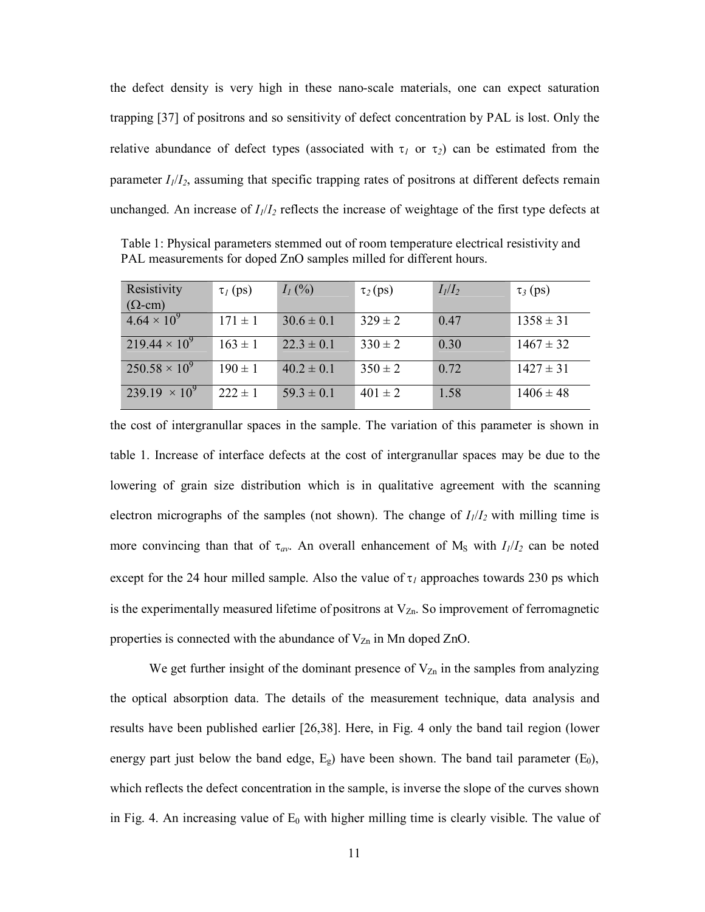the defect density is very high in these nano-scale materials, one can expect saturation trapping [37] of positrons and so sensitivity of defect concentration by PAL is lost. Only the relative abundance of defect types (associated with $\tau_1$ or $\tau_2$) can be estimated from the parameter $I_1/I_2$, assuming that specific trapping rates of positrons at different defects remain unchanged. An increase of $I_1/I_2$ reflects the increase of weightage of the first type defects at

Table 1: Physical parameters stemmed out of room temperature electrical resistivity and PAL measurements for doped ZnO samples milled for different hours.

| Resistivity (Ω-cm) | $\tau_1$ (ps) | $I_1$ (%) | $\tau_2$ (ps) | $I_1/I_2$ | $\tau_3$ (ps) |
|---|---|---|---|---|---|
| $4.64 \times 10^9$ | 171 ± 1 | 30.6 ± 0.1 | 329 ± 2 | 0.47 | 1358 ± 31 |
| $219.44 \times 10^9$ | 163 ± 1 | 22.3 ± 0.1 | 330 ± 2 | 0.30 | 1467 ± 32 |
| $250.58 \times 10^9$ | 190 ± 1 | 40.2 ± 0.1 | 350 ± 2 | 0.72 | 1427 ± 31 |
| $239.19 \times 10^9$ | 222 ± 1 | 59.3 ± 0.1 | 401 ± 2 | 1.58 | 1406 ± 48 |

the cost of intergranullar spaces in the sample. The variation of this parameter is shown in table 1. Increase of interface defects at the cost of intergranullar spaces may be due to the lowering of grain size distribution which is in qualitative agreement with the scanning electron micrographs of the samples (not shown). The change of $I_1/I_2$ with milling time is more convincing than that of $\tau_{av}$. An overall enhancement of $M_S$ with $I_1/I_2$ can be noted except for the 24 hour milled sample. Also the value of $\tau_1$ approaches towards 230 ps which is the experimentally measured lifetime of positrons at $V_{Zn}$. So improvement of ferromagnetic properties is connected with the abundance of $V_{Zn}$ in Mn doped ZnO.

We get further insight of the dominant presence of $V_{Zn}$ in the samples from analyzing the optical absorption data. The details of the measurement technique, data analysis and results have been published earlier [26,38]. Here, in Fig. 4 only the band tail region (lower energy part just below the band edge, $E_g$) have been shown. The band tail parameter ($E_0$), which reflects the defect concentration in the sample, is inverse the slope of the curves shown in Fig. 4. An increasing value of $E_0$ with higher milling time is clearly visible. The value of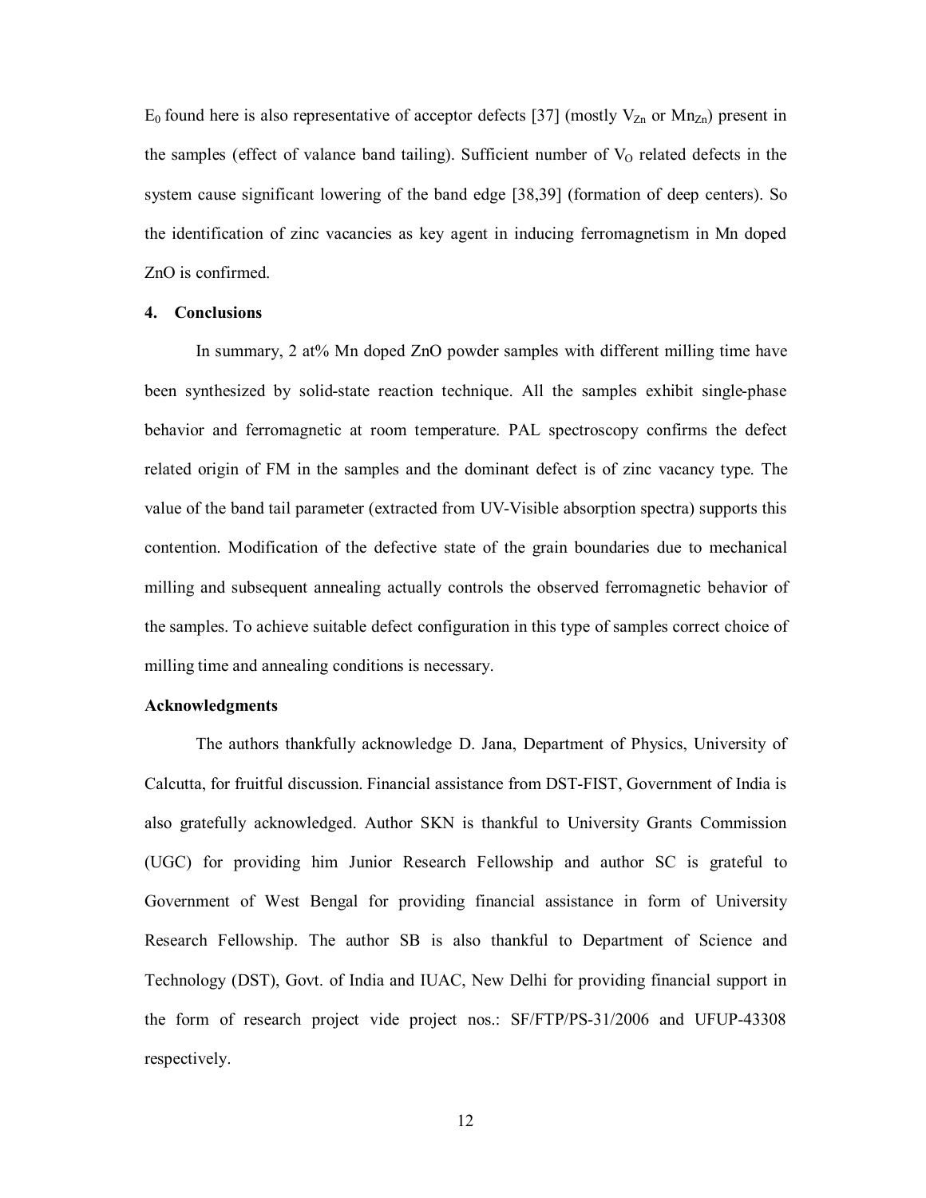$E_0$ found here is also representative of acceptor defects [37] (mostly $V_{Zn}$ or $Mn_{Zn}$) present in the samples (effect of valance band tailing). Sufficient number of $V_O$ related defects in the system cause significant lowering of the band edge [38,39] (formation of deep centers). So the identification of zinc vacancies as key agent in inducing ferromagnetism in Mn doped ZnO is confirmed.

## 4. Conclusions

In summary, 2 at% Mn doped ZnO powder samples with different milling time have been synthesized by solid-state reaction technique. All the samples exhibit single-phase behavior and ferromagnetic at room temperature. PAL spectroscopy confirms the defect related origin of FM in the samples and the dominant defect is of zinc vacancy type. The value of the band tail parameter (extracted from UV-Visible absorption spectra) supports this contention. Modification of the defective state of the grain boundaries due to mechanical milling and subsequent annealing actually controls the observed ferromagnetic behavior of the samples. To achieve suitable defect configuration in this type of samples correct choice of milling time and annealing conditions is necessary.

## Acknowledgments

The authors thankfully acknowledge D. Jana, Department of Physics, University of Calcutta, for fruitful discussion. Financial assistance from DST-FIST, Government of India is also gratefully acknowledged. Author SKN is thankful to University Grants Commission (UGC) for providing him Junior Research Fellowship and author SC is grateful to Government of West Bengal for providing financial assistance in form of University Research Fellowship. The author SB is also thankful to Department of Science and Technology (DST), Govt. of India and IUAC, New Delhi for providing financial support in the form of research project vide project nos.: SF/FTP/PS-31/2006 and UFUP-43308 respectively.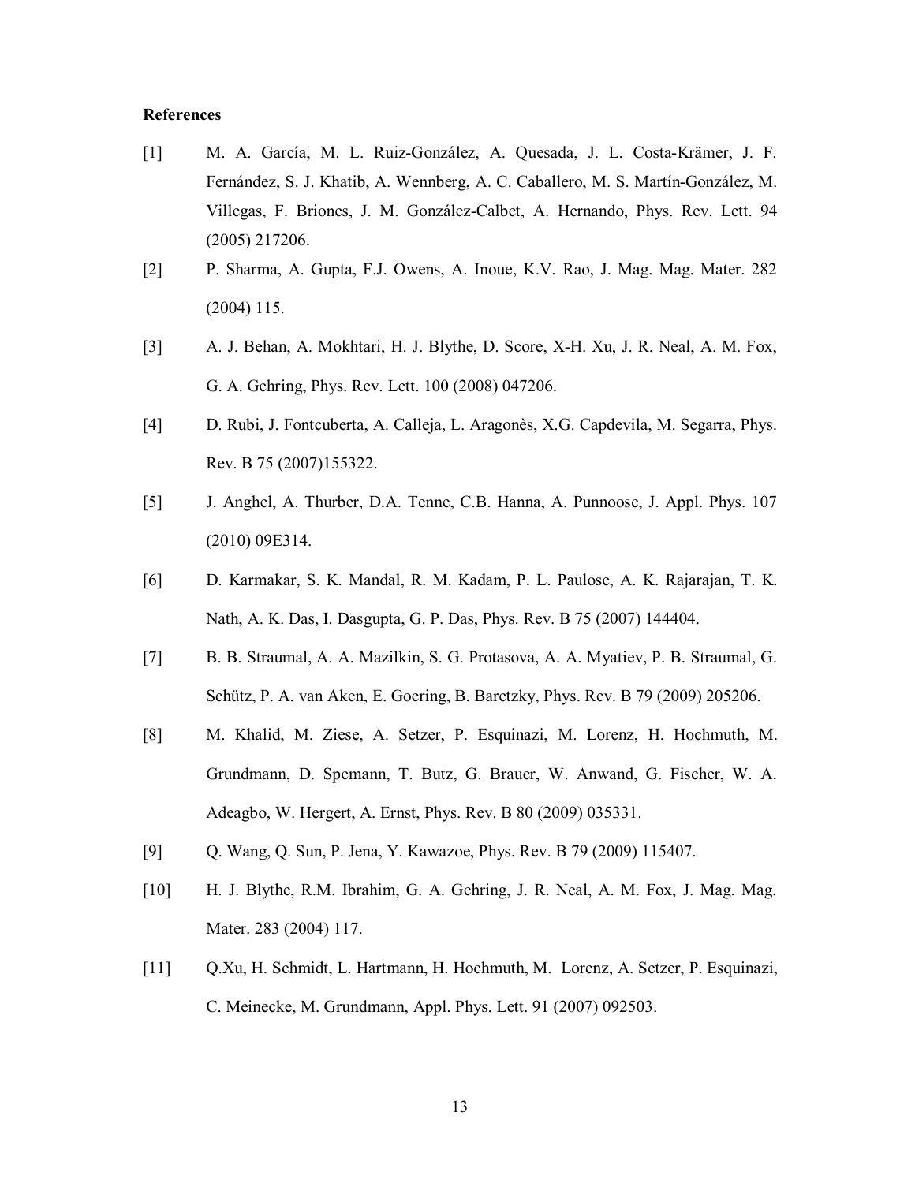**References**

[1] M. A. García, M. L. Ruiz-González, A. Quesada, J. L. Costa-Krämer, J. F. Fernández, S. J. Khatib, A. Wennberg, A. C. Caballero, M. S. Martín-González, M. Villegas, F. Briones, J. M. González-Calbet, A. Hernando, Phys. Rev. Lett. 94 (2005) 217206.

[2] P. Sharma, A. Gupta, F.J. Owens, A. Inoue, K.V. Rao, J. Mag. Mag. Mater. 282 (2004) 115.

[3] A. J. Behan, A. Mokhtari, H. J. Blythe, D. Score, X-H. Xu, J. R. Neal, A. M. Fox, G. A. Gehring, Phys. Rev. Lett. 100 (2008) 047206.

[4] D. Rubi, J. Fontcuberta, A. Calleja, L. Aragonès, X.G. Capdevila, M. Segarra, Phys. Rev. B 75 (2007)155322.

[5] J. Anghel, A. Thurber, D.A. Tenne, C.B. Hanna, A. Punnoose, J. Appl. Phys. 107 (2010) 09E314.

[6] D. Karmakar, S. K. Mandal, R. M. Kadam, P. L. Paulose, A. K. Rajarajan, T. K. Nath, A. K. Das, I. Dasgupta, G. P. Das, Phys. Rev. B 75 (2007) 144404.

[7] B. B. Straumal, A. A. Mazilkin, S. G. Protasova, A. A. Myatiev, P. B. Straumal, G. Schütz, P. A. van Aken, E. Goering, B. Baretzky, Phys. Rev. B 79 (2009) 205206.

[8] M. Khalid, M. Ziese, A. Setzer, P. Esquinazi, M. Lorenz, H. Hochmuth, M. Grundmann, D. Spemann, T. Butz, G. Brauer, W. Anwand, G. Fischer, W. A. Adeagbo, W. Hergert, A. Ernst, Phys. Rev. B 80 (2009) 035331.

[9] Q. Wang, Q. Sun, P. Jena, Y. Kawazoe, Phys. Rev. B 79 (2009) 115407.

[10] H. J. Blythe, R.M. Ibrahim, G. A. Gehring, J. R. Neal, A. M. Fox, J. Mag. Mag. Mater. 283 (2004) 117.

[11] Q.Xu, H. Schmidt, L. Hartmann, H. Hochmuth, M. Lorenz, A. Setzer, P. Esquinazi, C. Meinecke, M. Grundmann, Appl. Phys. Lett. 91 (2007) 092503.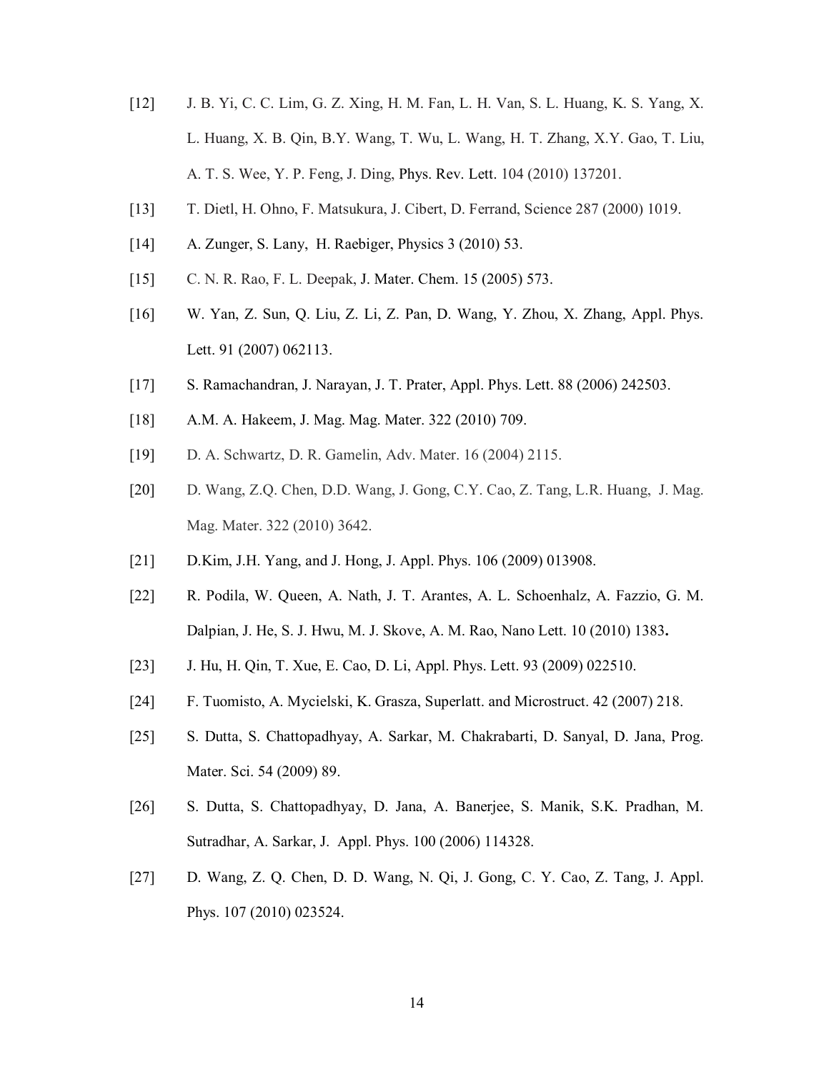[12] J. B. Yi, C. C. Lim, G. Z. Xing, H. M. Fan, L. H. Van, S. L. Huang, K. S. Yang, X. L. Huang, X. B. Qin, B.Y. Wang, T. Wu, L. Wang, H. T. Zhang, X.Y. Gao, T. Liu, A. T. S. Wee, Y. P. Feng, J. Ding, Phys. Rev. Lett. 104 (2010) 137201.

[13] T. Dietl, H. Ohno, F. Matsukura, J. Cibert, D. Ferrand, Science 287 (2000) 1019.

[14] A. Zunger, S. Lany, H. Raebiger, Physics 3 (2010) 53.

[15] C. N. R. Rao, F. L. Deepak, J. Mater. Chem. 15 (2005) 573.

[16] W. Yan, Z. Sun, Q. Liu, Z. Li, Z. Pan, D. Wang, Y. Zhou, X. Zhang, Appl. Phys. Lett. 91 (2007) 062113.

[17] S. Ramachandran, J. Narayan, J. T. Prater, Appl. Phys. Lett. 88 (2006) 242503.

[18] A.M. A. Hakeem, J. Mag. Mag. Mater. 322 (2010) 709.

[19] D. A. Schwartz, D. R. Gamelin, Adv. Mater. 16 (2004) 2115.

[20] D. Wang, Z.Q. Chen, D.D. Wang, J. Gong, C.Y. Cao, Z. Tang, L.R. Huang, J. Mag. Mag. Mater. 322 (2010) 3642.

[21] D.Kim, J.H. Yang, and J. Hong, J. Appl. Phys. 106 (2009) 013908.

[22] R. Podila, W. Queen, A. Nath, J. T. Arantes, A. L. Schoenhalz, A. Fazzio, G. M. Dalpian, J. He, S. J. Hwu, M. J. Skove, A. M. Rao, Nano Lett. 10 (2010) 1383**.**

[23] J. Hu, H. Qin, T. Xue, E. Cao, D. Li, Appl. Phys. Lett. 93 (2009) 022510.

[24] F. Tuomisto, A. Mycielski, K. Grasza, Superlatt. and Microstruct. 42 (2007) 218.

[25] S. Dutta, S. Chattopadhyay, A. Sarkar, M. Chakrabarti, D. Sanyal, D. Jana, Prog. Mater. Sci. 54 (2009) 89.

[26] S. Dutta, S. Chattopadhyay, D. Jana, A. Banerjee, S. Manik, S.K. Pradhan, M. Sutradhar, A. Sarkar, J. Appl. Phys. 100 (2006) 114328.

[27] D. Wang, Z. Q. Chen, D. D. Wang, N. Qi, J. Gong, C. Y. Cao, Z. Tang, J. Appl. Phys. 107 (2010) 023524.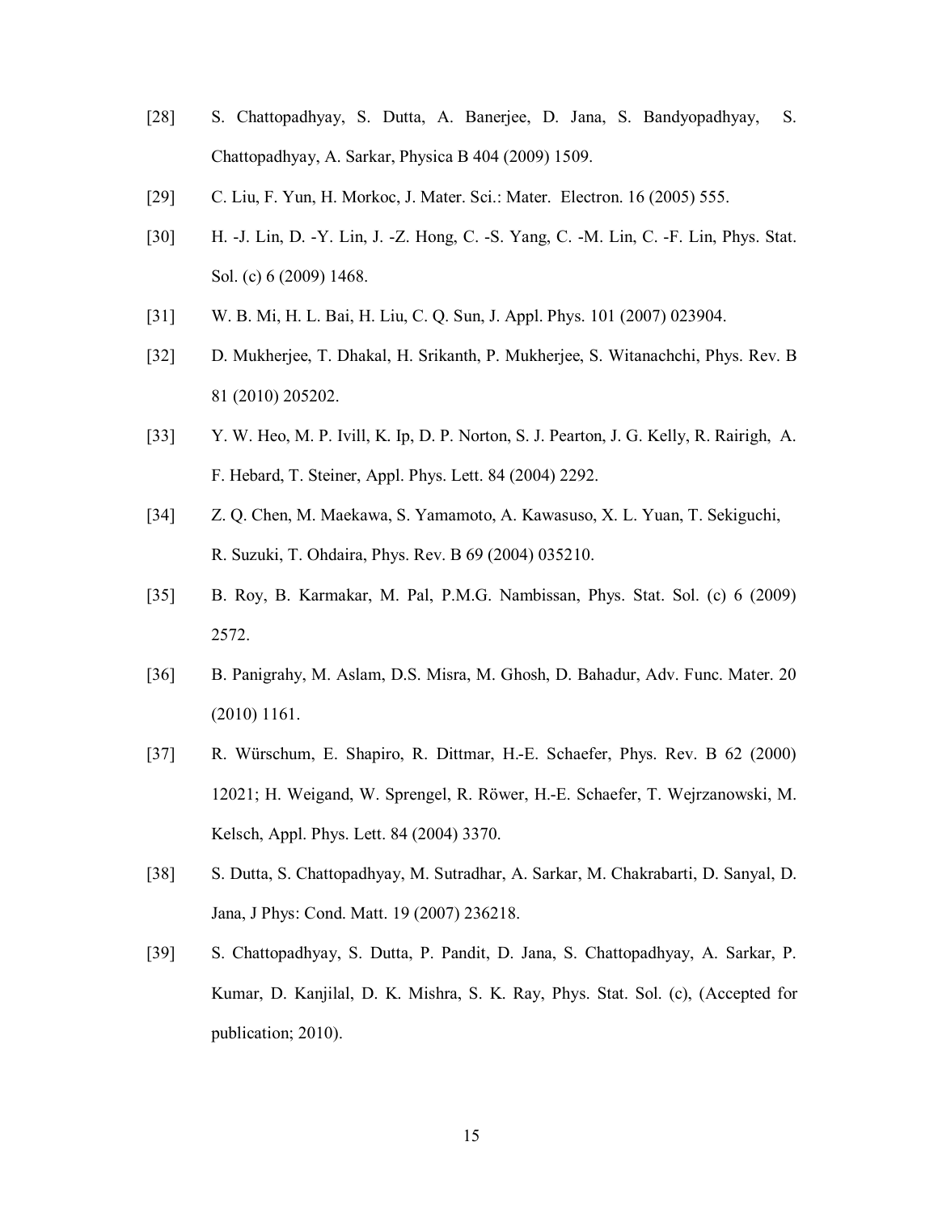[28] S. Chattopadhyay, S. Dutta, A. Banerjee, D. Jana, S. Bandyopadhyay, S. Chattopadhyay, A. Sarkar, Physica B 404 (2009) 1509.

[29] C. Liu, F. Yun, H. Morkoc, J. Mater. Sci.: Mater. Electron. 16 (2005) 555.

[30] H. -J. Lin, D. -Y. Lin, J. -Z. Hong, C. -S. Yang, C. -M. Lin, C. -F. Lin, Phys. Stat. Sol. (c) 6 (2009) 1468.

[31] W. B. Mi, H. L. Bai, H. Liu, C. Q. Sun, J. Appl. Phys. 101 (2007) 023904.

[32] D. Mukherjee, T. Dhakal, H. Srikanth, P. Mukherjee, S. Witanachchi, Phys. Rev. B 81 (2010) 205202.

[33] Y. W. Heo, M. P. Ivill, K. Ip, D. P. Norton, S. J. Pearton, J. G. Kelly, R. Rairigh, A. F. Hebard, T. Steiner, Appl. Phys. Lett. 84 (2004) 2292.

[34] Z. Q. Chen, M. Maekawa, S. Yamamoto, A. Kawasuso, X. L. Yuan, T. Sekiguchi, R. Suzuki, T. Ohdaira, Phys. Rev. B 69 (2004) 035210.

[35] B. Roy, B. Karmakar, M. Pal, P.M.G. Nambissan, Phys. Stat. Sol. (c) 6 (2009) 2572.

[36] B. Panigrahy, M. Aslam, D.S. Misra, M. Ghosh, D. Bahadur, Adv. Func. Mater. 20 (2010) 1161.

[37] R. Würschum, E. Shapiro, R. Dittmar, H.-E. Schaefer, Phys. Rev. B 62 (2000) 12021; H. Weigand, W. Sprengel, R. Röwer, H.-E. Schaefer, T. Wejrzanowski, M. Kelsch, Appl. Phys. Lett. 84 (2004) 3370.

[38] S. Dutta, S. Chattopadhyay, M. Sutradhar, A. Sarkar, M. Chakrabarti, D. Sanyal, D. Jana, J Phys: Cond. Matt. 19 (2007) 236218.

[39] S. Chattopadhyay, S. Dutta, P. Pandit, D. Jana, S. Chattopadhyay, A. Sarkar, P. Kumar, D. Kanjilal, D. K. Mishra, S. K. Ray, Phys. Stat. Sol. (c), (Accepted for publication; 2010).